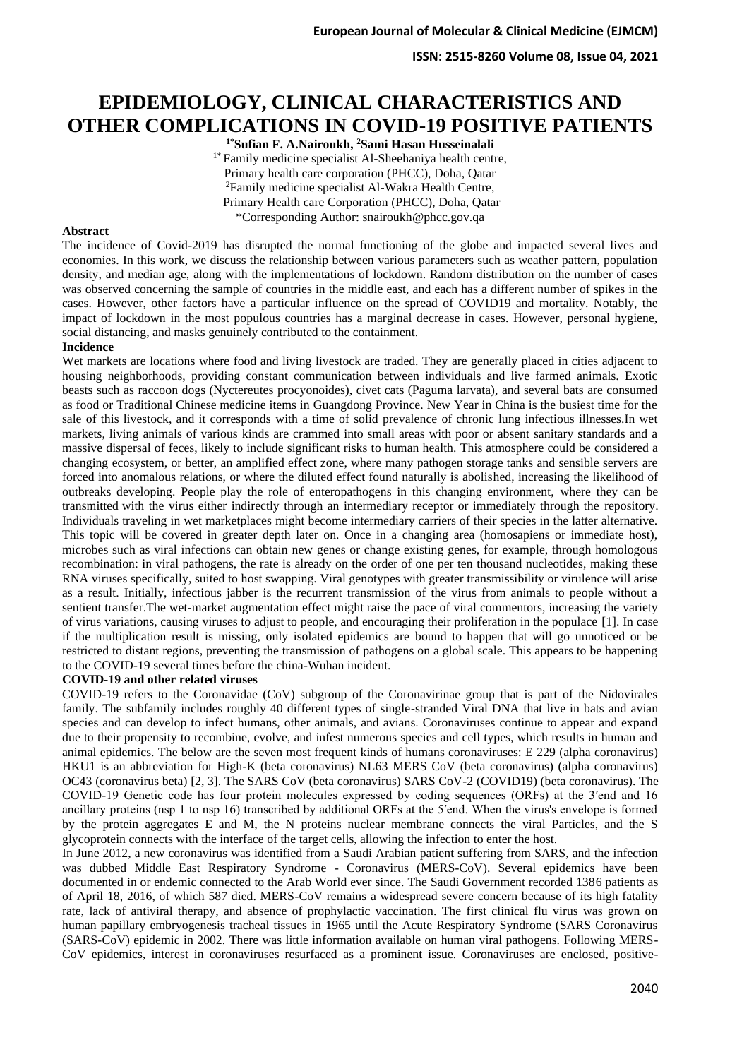# EPIDEMIOLOGY, CLINICAL CHARACTERISTICS AND OTHER COMPLICATIONS IN COVID-19 POSITIVE PATIENTS

**[1*]Sufian F. A.Nairoukh, [2]Sami Hasan Husseinalali**

[1*] Family medicine specialist Al-Sheehaniya health centre, Primary health care corporation (PHCC), Doha, Qatar

[2]Family medicine specialist Al-Wakra Health Centre, Primary Health care Corporation (PHCC), Doha, Qatar

*Corresponding Author: snairoukh@phcc.gov.qa

### Abstract

The incidence of Covid-2019 has disrupted the normal functioning of the globe and impacted several lives and economies. In this work, we discuss the relationship between various parameters such as weather pattern, population density, and median age, along with the implementations of lockdown. Random distribution on the number of cases was observed concerning the sample of countries in the middle east, and each has a different number of spikes in the cases. However, other factors have a particular influence on the spread of COVID19 and mortality. Notably, the impact of lockdown in the most populous countries has a marginal decrease in cases. However, personal hygiene, social distancing, and masks genuinely contributed to the containment.

### Incidence

Wet markets are locations where food and living livestock are traded. They are generally placed in cities adjacent to housing neighborhoods, providing constant communication between individuals and live farmed animals. Exotic beasts such as raccoon dogs (Nyctereutes procyonoides), civet cats (Paguma larvata), and several bats are consumed as food or Traditional Chinese medicine items in Guangdong Province. New Year in China is the busiest time for the sale of this livestock, and it corresponds with a time of solid prevalence of chronic lung infectious illnesses.In wet markets, living animals of various kinds are crammed into small areas with poor or absent sanitary standards and a massive dispersal of feces, likely to include significant risks to human health. This atmosphere could be considered a changing ecosystem, or better, an amplified effect zone, where many pathogen storage tanks and sensible servers are forced into anomalous relations, or where the diluted effect found naturally is abolished, increasing the likelihood of outbreaks developing. People play the role of enteropathogens in this changing environment, where they can be transmitted with the virus either indirectly through an intermediary receptor or immediately through the repository. Individuals traveling in wet marketplaces might become intermediary carriers of their species in the latter alternative. This topic will be covered in greater depth later on. Once in a changing area (homosapiens or immediate host), microbes such as viral infections can obtain new genes or change existing genes, for example, through homologous recombination: in viral pathogens, the rate is already on the order of one per ten thousand nucleotides, making these RNA viruses specifically, suited to host swapping. Viral genotypes with greater transmissibility or virulence will arise as a result. Initially, infectious jabber is the recurrent transmission of the virus from animals to people without a sentient transfer.The wet-market augmentation effect might raise the pace of viral commentors, increasing the variety of virus variations, causing viruses to adjust to people, and encouraging their proliferation in the populace [1]. In case if the multiplication result is missing, only isolated epidemics are bound to happen that will go unnoticed or be restricted to distant regions, preventing the transmission of pathogens on a global scale. This appears to be happening to the COVID-19 several times before the china-Wuhan incident.

### COVID-19 and other related viruses

COVID-19 refers to the Coronavidae (CoV) subgroup of the Coronavirinae group that is part of the Nidovirales family. The subfamily includes roughly 40 different types of single-stranded Viral DNA that live in bats and avian species and can develop to infect humans, other animals, and avians. Coronaviruses continue to appear and expand due to their propensity to recombine, evolve, and infest numerous species and cell types, which results in human and animal epidemics. The below are the seven most frequent kinds of humans coronaviruses: E 229 (alpha coronavirus) HKU1 is an abbreviation for High-K (beta coronavirus) NL63 MERS CoV (beta coronavirus) (alpha coronavirus) OC43 (coronavirus beta) [2, 3]. The SARS CoV (beta coronavirus) SARS CoV-2 (COVID19) (beta coronavirus). The COVID-19 Genetic code has four protein molecules expressed by coding sequences (ORFs) at the 3′end and 16 ancillary proteins (nsp 1 to nsp 16) transcribed by additional ORFs at the 5′end. When the virus's envelope is formed by the protein aggregates E and M, the N proteins nuclear membrane connects the viral Particles, and the S glycoprotein connects with the interface of the target cells, allowing the infection to enter the host.

In June 2012, a new coronavirus was identified from a Saudi Arabian patient suffering from SARS, and the infection was dubbed Middle East Respiratory Syndrome - Coronavirus (MERS-CoV). Several epidemics have been documented in or endemic connected to the Arab World ever since. The Saudi Government recorded 1386 patients as of April 18, 2016, of which 587 died. MERS-CoV remains a widespread severe concern because of its high fatality rate, lack of antiviral therapy, and absence of prophylactic vaccination. The first clinical flu virus was grown on human papillary embryogenesis tracheal tissues in 1965 until the Acute Respiratory Syndrome (SARS Coronavirus (SARS-CoV) epidemic in 2002. There was little information available on human viral pathogens. Following MERS-CoV epidemics, interest in coronaviruses resurfaced as a prominent issue. Coronaviruses are enclosed, positive-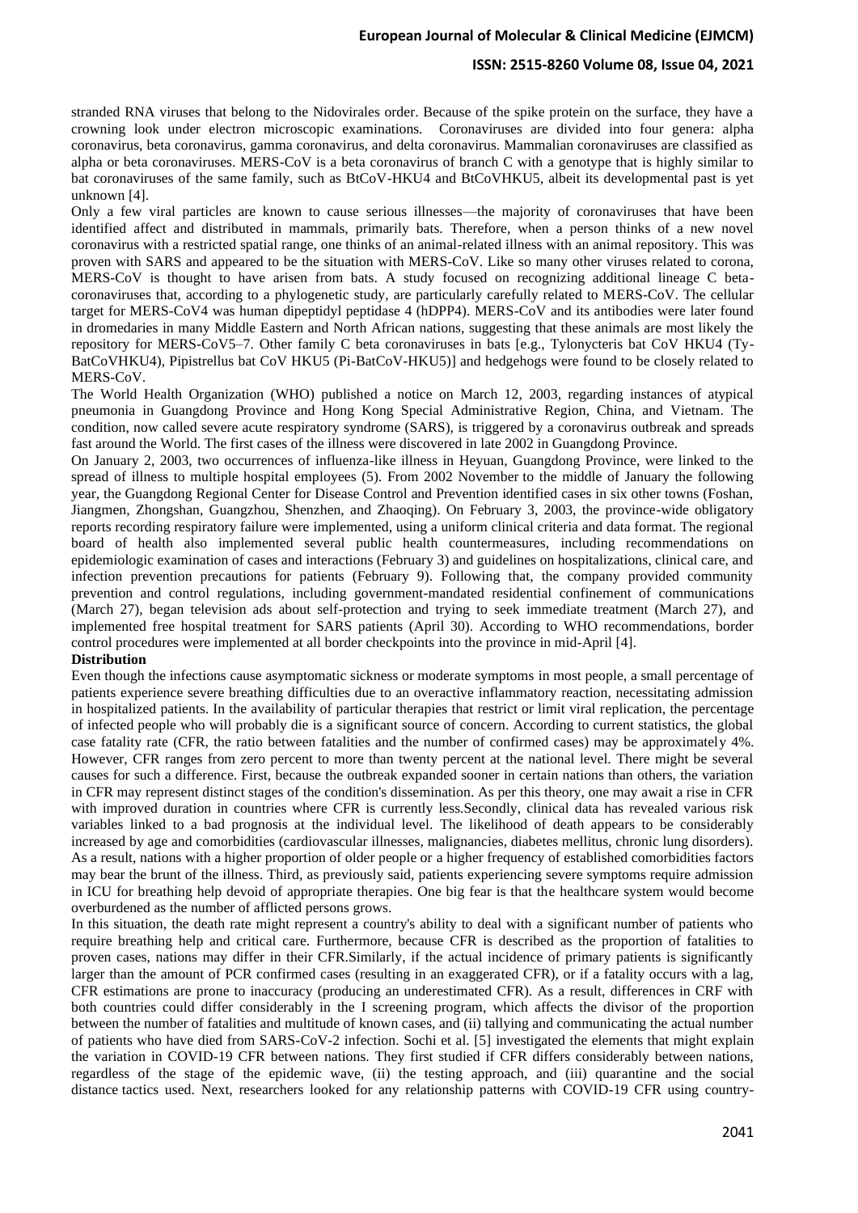stranded RNA viruses that belong to the Nidovirales order. Because of the spike protein on the surface, they have a crowning look under electron microscopic examinations. Coronaviruses are divided into four genera: alpha coronavirus, beta coronavirus, gamma coronavirus, and delta coronavirus. Mammalian coronaviruses are classified as alpha or beta coronaviruses. MERS-CoV is a beta coronavirus of branch C with a genotype that is highly similar to bat coronaviruses of the same family, such as BtCoV-HKU4 and BtCoVHKU5, albeit its developmental past is yet unknown [4].

Only a few viral particles are known to cause serious illnesses—the majority of coronaviruses that have been identified affect and distributed in mammals, primarily bats. Therefore, when a person thinks of a new novel coronavirus with a restricted spatial range, one thinks of an animal-related illness with an animal repository. This was proven with SARS and appeared to be the situation with MERS-CoV. Like so many other viruses related to corona, MERS-CoV is thought to have arisen from bats. A study focused on recognizing additional lineage C beta-coronaviruses that, according to a phylogenetic study, are particularly carefully related to MERS-CoV. The cellular target for MERS-CoV4 was human dipeptidyl peptidase 4 (hDPP4). MERS-CoV and its antibodies were later found in dromedaries in many Middle Eastern and North African nations, suggesting that these animals are most likely the repository for MERS-CoV5–7. Other family C beta coronaviruses in bats [e.g., Tylonycteris bat CoV HKU4 (Ty-BatCoVHKU4), Pipistrellus bat CoV HKU5 (Pi-BatCoV-HKU5)] and hedgehogs were found to be closely related to MERS-CoV.

The World Health Organization (WHO) published a notice on March 12, 2003, regarding instances of atypical pneumonia in Guangdong Province and Hong Kong Special Administrative Region, China, and Vietnam. The condition, now called severe acute respiratory syndrome (SARS), is triggered by a coronavirus outbreak and spreads fast around the World. The first cases of the illness were discovered in late 2002 in Guangdong Province.

On January 2, 2003, two occurrences of influenza-like illness in Heyuan, Guangdong Province, were linked to the spread of illness to multiple hospital employees (5). From 2002 November to the middle of January the following year, the Guangdong Regional Center for Disease Control and Prevention identified cases in six other towns (Foshan, Jiangmen, Zhongshan, Guangzhou, Shenzhen, and Zhaoqing). On February 3, 2003, the province-wide obligatory reports recording respiratory failure were implemented, using a uniform clinical criteria and data format. The regional board of health also implemented several public health countermeasures, including recommendations on epidemiologic examination of cases and interactions (February 3) and guidelines on hospitalizations, clinical care, and infection prevention precautions for patients (February 9). Following that, the company provided community prevention and control regulations, including government-mandated residential confinement of communications (March 27), began television ads about self-protection and trying to seek immediate treatment (March 27), and implemented free hospital treatment for SARS patients (April 30). According to WHO recommendations, border control procedures were implemented at all border checkpoints into the province in mid-April [4].

**Distribution**

Even though the infections cause asymptomatic sickness or moderate symptoms in most people, a small percentage of patients experience severe breathing difficulties due to an overactive inflammatory reaction, necessitating admission in hospitalized patients. In the availability of particular therapies that restrict or limit viral replication, the percentage of infected people who will probably die is a significant source of concern. According to current statistics, the global case fatality rate (CFR, the ratio between fatalities and the number of confirmed cases) may be approximately 4%. However, CFR ranges from zero percent to more than twenty percent at the national level. There might be several causes for such a difference. First, because the outbreak expanded sooner in certain nations than others, the variation in CFR may represent distinct stages of the condition's dissemination. As per this theory, one may await a rise in CFR with improved duration in countries where CFR is currently less.Secondly, clinical data has revealed various risk variables linked to a bad prognosis at the individual level. The likelihood of death appears to be considerably increased by age and comorbidities (cardiovascular illnesses, malignancies, diabetes mellitus, chronic lung disorders). As a result, nations with a higher proportion of older people or a higher frequency of established comorbidities factors may bear the brunt of the illness. Third, as previously said, patients experiencing severe symptoms require admission in ICU for breathing help devoid of appropriate therapies. One big fear is that the healthcare system would become overburdened as the number of afflicted persons grows.

In this situation, the death rate might represent a country's ability to deal with a significant number of patients who require breathing help and critical care. Furthermore, because CFR is described as the proportion of fatalities to proven cases, nations may differ in their CFR.Similarly, if the actual incidence of primary patients is significantly larger than the amount of PCR confirmed cases (resulting in an exaggerated CFR), or if a fatality occurs with a lag, CFR estimations are prone to inaccuracy (producing an underestimated CFR). As a result, differences in CRF with both countries could differ considerably in the I screening program, which affects the divisor of the proportion between the number of fatalities and multitude of known cases, and (ii) tallying and communicating the actual number of patients who have died from SARS-CoV-2 infection. Sochi et al. [5] investigated the elements that might explain the variation in COVID-19 CFR between nations. They first studied if CFR differs considerably between nations, regardless of the stage of the epidemic wave, (ii) the testing approach, and (iii) quarantine and the social distance tactics used. Next, researchers looked for any relationship patterns with COVID-19 CFR using country-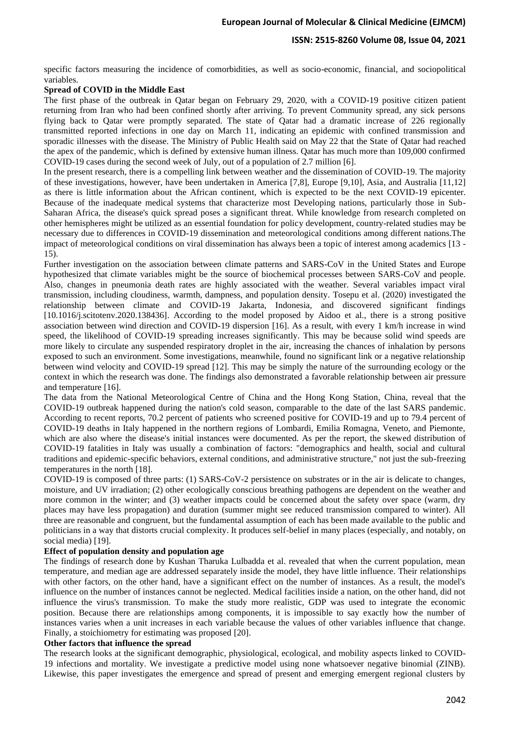specific factors measuring the incidence of comorbidities, as well as socio-economic, financial, and sociopolitical variables.

**Spread of COVID in the Middle East**

The first phase of the outbreak in Qatar began on February 29, 2020, with a COVID-19 positive citizen patient returning from Iran who had been confined shortly after arriving. To prevent Community spread, any sick persons flying back to Qatar were promptly separated. The state of Qatar had a dramatic increase of 226 regionally transmitted reported infections in one day on March 11, indicating an epidemic with confined transmission and sporadic illnesses with the disease. The Ministry of Public Health said on May 22 that the State of Qatar had reached the apex of the pandemic, which is defined by extensive human illness. Qatar has much more than 109,000 confirmed COVID-19 cases during the second week of July, out of a population of 2.7 million [6].

In the present research, there is a compelling link between weather and the dissemination of COVID-19. The majority of these investigations, however, have been undertaken in America [7,8], Europe [9,10], Asia, and Australia [11,12] as there is little information about the African continent, which is expected to be the next COVID-19 epicenter. Because of the inadequate medical systems that characterize most Developing nations, particularly those in Sub-Saharan Africa, the disease's quick spread poses a significant threat. While knowledge from research completed on other hemispheres might be utilized as an essential foundation for policy development, country-related studies may be necessary due to differences in COVID-19 dissemination and meteorological conditions among different nations.The impact of meteorological conditions on viral dissemination has always been a topic of interest among academics [13 - 15).

Further investigation on the association between climate patterns and SARS-CoV in the United States and Europe hypothesized that climate variables might be the source of biochemical processes between SARS-CoV and people. Also, changes in pneumonia death rates are highly associated with the weather. Several variables impact viral transmission, including cloudiness, warmth, dampness, and population density. Tosepu et al. (2020) investigated the relationship between climate and COVID-19 Jakarta, Indonesia, and discovered significant findings [10.1016/j.scitotenv.2020.138436]. According to the model proposed by Aidoo et al., there is a strong positive association between wind direction and COVID-19 dispersion [16]. As a result, with every 1 km/h increase in wind speed, the likelihood of COVID-19 spreading increases significantly. This may be because solid wind speeds are more likely to circulate any suspended respiratory droplet in the air, increasing the chances of inhalation by persons exposed to such an environment. Some investigations, meanwhile, found no significant link or a negative relationship between wind velocity and COVID-19 spread [12]. This may be simply the nature of the surrounding ecology or the context in which the research was done. The findings also demonstrated a favorable relationship between air pressure and temperature [16].

The data from the National Meteorological Centre of China and the Hong Kong Station, China, reveal that the COVID-19 outbreak happened during the nation's cold season, comparable to the date of the last SARS pandemic. According to recent reports, 70.2 percent of patients who screened positive for COVID-19 and up to 79.4 percent of COVID-19 deaths in Italy happened in the northern regions of Lombardi, Emilia Romagna, Veneto, and Piemonte, which are also where the disease's initial instances were documented. As per the report, the skewed distribution of COVID-19 fatalities in Italy was usually a combination of factors: "demographics and health, social and cultural traditions and epidemic-specific behaviors, external conditions, and administrative structure," not just the sub-freezing temperatures in the north [18].

COVID-19 is composed of three parts: (1) SARS-CoV-2 persistence on substrates or in the air is delicate to changes, moisture, and UV irradiation; (2) other ecologically conscious breathing pathogens are dependent on the weather and more common in the winter; and (3) weather impacts could be concerned about the safety over space (warm, dry places may have less propagation) and duration (summer might see reduced transmission compared to winter). All three are reasonable and congruent, but the fundamental assumption of each has been made available to the public and politicians in a way that distorts crucial complexity. It produces self-belief in many places (especially, and notably, on social media) [19].

**Effect of population density and population age**

The findings of research done by Kushan Tharuka Lulbadda et al. revealed that when the current population, mean temperature, and median age are addressed separately inside the model, they have little influence. Their relationships with other factors, on the other hand, have a significant effect on the number of instances. As a result, the model's influence on the number of instances cannot be neglected. Medical facilities inside a nation, on the other hand, did not influence the virus's transmission. To make the study more realistic, GDP was used to integrate the economic position. Because there are relationships among components, it is impossible to say exactly how the number of instances varies when a unit increases in each variable because the values of other variables influence that change. Finally, a stoichiometry for estimating was proposed [20].

**Other factors that influence the spread**

The research looks at the significant demographic, physiological, ecological, and mobility aspects linked to COVID-19 infections and mortality. We investigate a predictive model using none whatsoever negative binomial (ZINB). Likewise, this paper investigates the emergence and spread of present and emerging emergent regional clusters by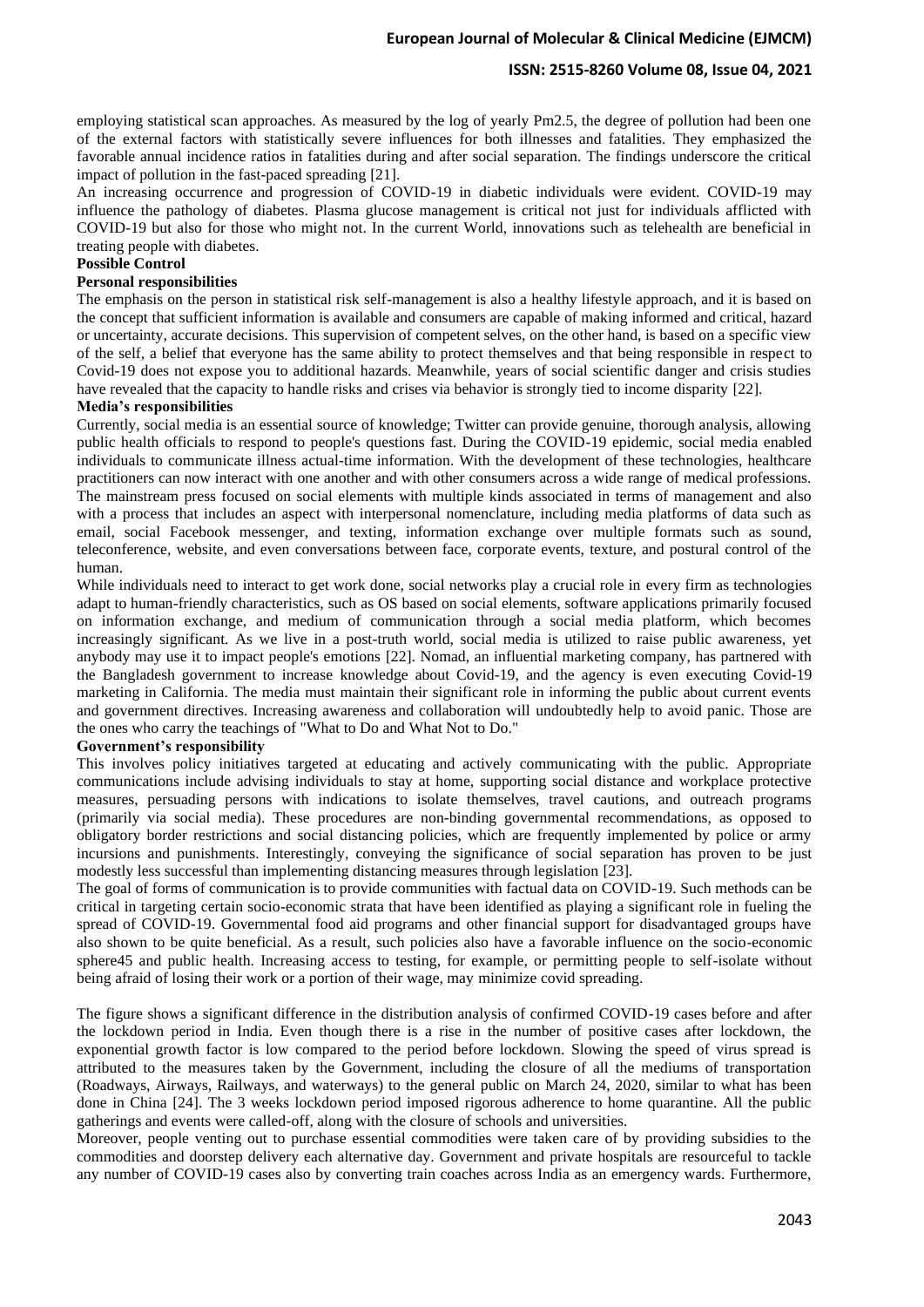employing statistical scan approaches. As measured by the log of yearly Pm2.5, the degree of pollution had been one of the external factors with statistically severe influences for both illnesses and fatalities. They emphasized the favorable annual incidence ratios in fatalities during and after social separation. The findings underscore the critical impact of pollution in the fast-paced spreading [21].

An increasing occurrence and progression of COVID-19 in diabetic individuals were evident. COVID-19 may influence the pathology of diabetes. Plasma glucose management is critical not just for individuals afflicted with COVID-19 but also for those who might not. In the current World, innovations such as telehealth are beneficial in treating people with diabetes.

**Possible Control**

**Personal responsibilities**

The emphasis on the person in statistical risk self-management is also a healthy lifestyle approach, and it is based on the concept that sufficient information is available and consumers are capable of making informed and critical, hazard or uncertainty, accurate decisions. This supervision of competent selves, on the other hand, is based on a specific view of the self, a belief that everyone has the same ability to protect themselves and that being responsible in respect to Covid-19 does not expose you to additional hazards. Meanwhile, years of social scientific danger and crisis studies have revealed that the capacity to handle risks and crises via behavior is strongly tied to income disparity [22].

**Media's responsibilities**

Currently, social media is an essential source of knowledge; Twitter can provide genuine, thorough analysis, allowing public health officials to respond to people's questions fast. During the COVID-19 epidemic, social media enabled individuals to communicate illness actual-time information. With the development of these technologies, healthcare practitioners can now interact with one another and with other consumers across a wide range of medical professions. The mainstream press focused on social elements with multiple kinds associated in terms of management and also with a process that includes an aspect with interpersonal nomenclature, including media platforms of data such as email, social Facebook messenger, and texting, information exchange over multiple formats such as sound, teleconference, website, and even conversations between face, corporate events, texture, and postural control of the human.

While individuals need to interact to get work done, social networks play a crucial role in every firm as technologies adapt to human-friendly characteristics, such as OS based on social elements, software applications primarily focused on information exchange, and medium of communication through a social media platform, which becomes increasingly significant. As we live in a post-truth world, social media is utilized to raise public awareness, yet anybody may use it to impact people's emotions [22]. Nomad, an influential marketing company, has partnered with the Bangladesh government to increase knowledge about Covid-19, and the agency is even executing Covid-19 marketing in California. The media must maintain their significant role in informing the public about current events and government directives. Increasing awareness and collaboration will undoubtedly help to avoid panic. Those are the ones who carry the teachings of "What to Do and What Not to Do."

**Government's responsibility**

This involves policy initiatives targeted at educating and actively communicating with the public. Appropriate communications include advising individuals to stay at home, supporting social distance and workplace protective measures, persuading persons with indications to isolate themselves, travel cautions, and outreach programs (primarily via social media). These procedures are non-binding governmental recommendations, as opposed to obligatory border restrictions and social distancing policies, which are frequently implemented by police or army incursions and punishments. Interestingly, conveying the significance of social separation has proven to be just modestly less successful than implementing distancing measures through legislation [23].

The goal of forms of communication is to provide communities with factual data on COVID-19. Such methods can be critical in targeting certain socio-economic strata that have been identified as playing a significant role in fueling the spread of COVID-19. Governmental food aid programs and other financial support for disadvantaged groups have also shown to be quite beneficial. As a result, such policies also have a favorable influence on the socio-economic sphere45 and public health. Increasing access to testing, for example, or permitting people to self-isolate without being afraid of losing their work or a portion of their wage, may minimize covid spreading.

The figure shows a significant difference in the distribution analysis of confirmed COVID-19 cases before and after the lockdown period in India. Even though there is a rise in the number of positive cases after lockdown, the exponential growth factor is low compared to the period before lockdown. Slowing the speed of virus spread is attributed to the measures taken by the Government, including the closure of all the mediums of transportation (Roadways, Airways, Railways, and waterways) to the general public on March 24, 2020, similar to what has been done in China [24]. The 3 weeks lockdown period imposed rigorous adherence to home quarantine. All the public gatherings and events were called-off, along with the closure of schools and universities.

Moreover, people venting out to purchase essential commodities were taken care of by providing subsidies to the commodities and doorstep delivery each alternative day. Government and private hospitals are resourceful to tackle any number of COVID-19 cases also by converting train coaches across India as an emergency wards. Furthermore,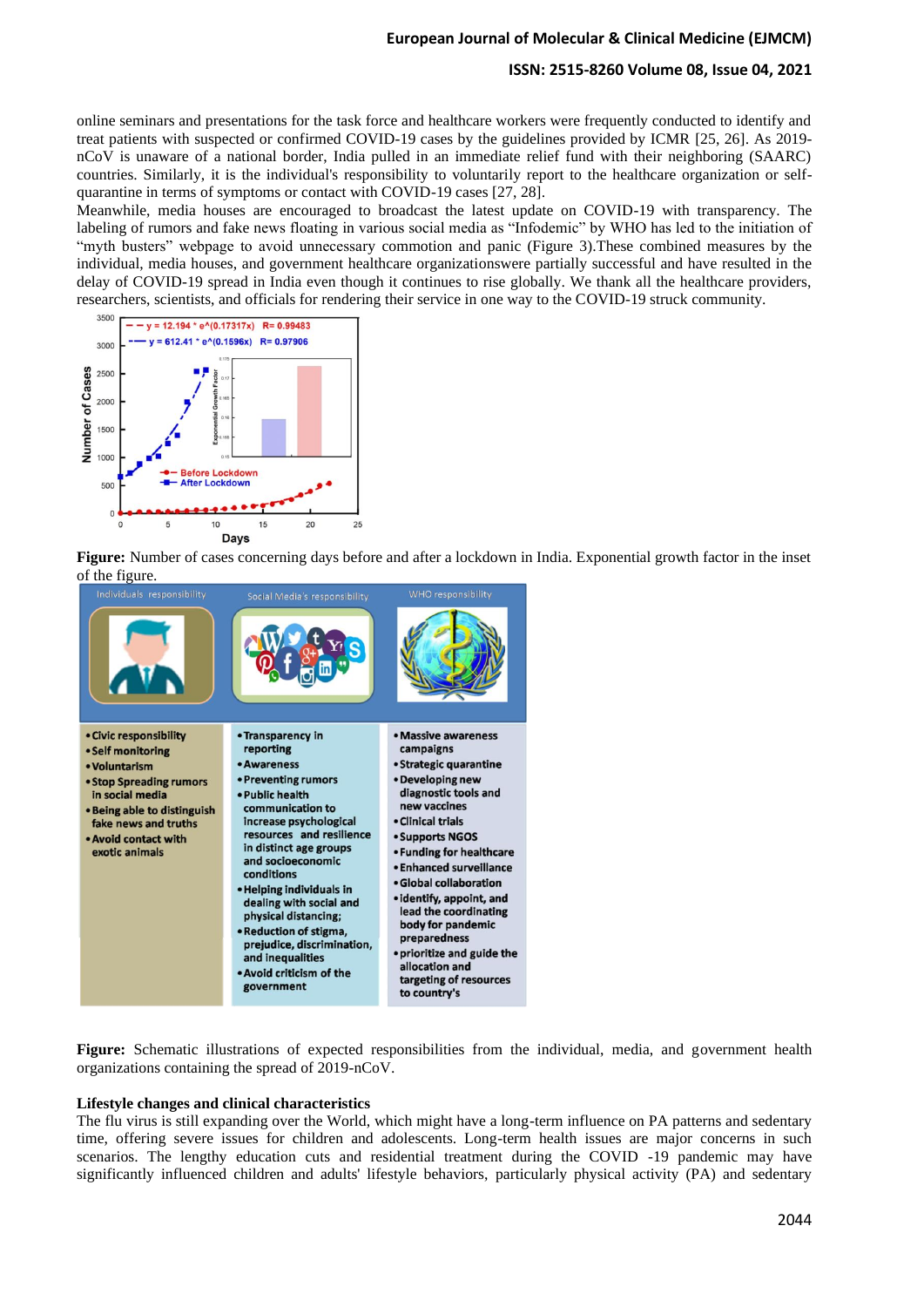online seminars and presentations for the task force and healthcare workers were frequently conducted to identify and treat patients with suspected or confirmed COVID-19 cases by the guidelines provided by ICMR [25, 26]. As 2019-nCoV is unaware of a national border, India pulled in an immediate relief fund with their neighboring (SAARC) countries. Similarly, it is the individual's responsibility to voluntarily report to the healthcare organization or self-quarantine in terms of symptoms or contact with COVID-19 cases [27, 28].

Meanwhile, media houses are encouraged to broadcast the latest update on COVID-19 with transparency. The labeling of rumors and fake news floating in various social media as "Infodemic" by WHO has led to the initiation of "myth busters" webpage to avoid unnecessary commotion and panic (Figure 3).These combined measures by the individual, media houses, and government healthcare organizationswere partially successful and have resulted in the delay of COVID-19 spread in India even though it continues to rise globally. We thank all the healthcare providers, researchers, scientists, and officials for rendering their service in one way to the COVID-19 struck community.

**Figure:** Number of cases concerning days before and after a lockdown in India. Exponential growth factor in the inset of the figure.

| Individuals responsibility | Social Media's responsibility | WHO responsibility |
|---|---|---|
| • Civic responsibility<br>• Self monitoring<br>• Voluntarism<br>• Stop Spreading rumors in social media<br>• Being able to distinguish fake news and truths<br>• Avoid contact with exotic animals | • Transparency in reporting<br>• Awareness<br>• Preventing rumors<br>• Public health communication to increase psychological resources and resilience in distinct age groups and socioeconomic conditions<br>• Helping individuals in dealing with social and physical distancing;<br>• Reduction of stigma, prejudice, discrimination, and inequalities<br>• Avoid criticism of the government | • Massive awareness campaigns<br>• Strategic quarantine<br>• Developing new diagnostic tools and new vaccines<br>• Clinical trials<br>• Supports NGOS<br>• Funding for healthcare<br>• Enhanced surveillance<br>• Global collaboration<br>• identify, appoint, and lead the coordinating body for pandemic preparedness<br>• prioritize and guide the allocation and targeting of resources to country's |

**Figure:** Schematic illustrations of expected responsibilities from the individual, media, and government health organizations containing the spread of 2019-nCoV.

### Lifestyle changes and clinical characteristics

The flu virus is still expanding over the World, which might have a long-term influence on PA patterns and sedentary time, offering severe issues for children and adolescents. Long-term health issues are major concerns in such scenarios. The lengthy education cuts and residential treatment during the COVID -19 pandemic may have significantly influenced children and adults' lifestyle behaviors, particularly physical activity (PA) and sedentary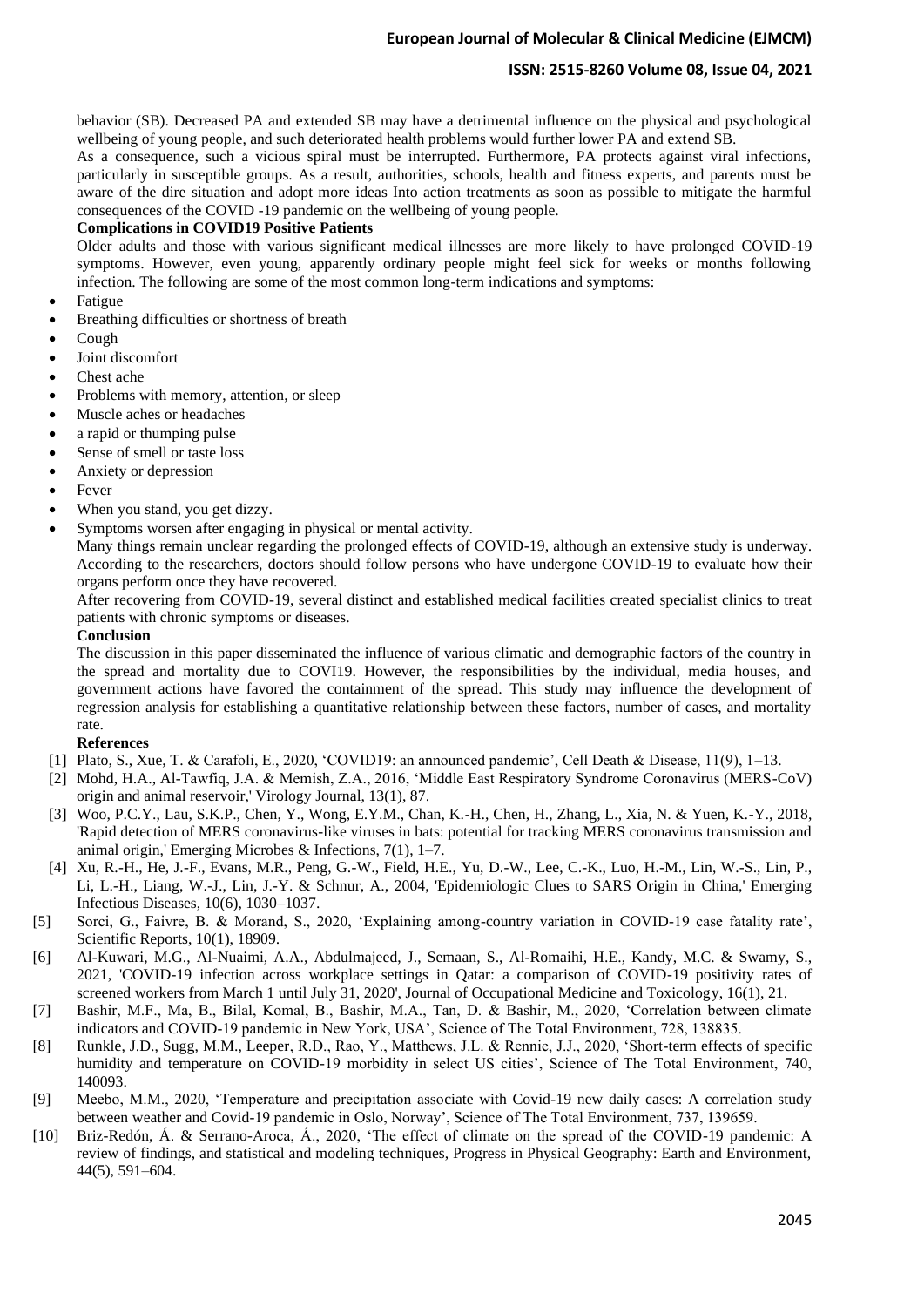behavior (SB). Decreased PA and extended SB may have a detrimental influence on the physical and psychological wellbeing of young people, and such deteriorated health problems would further lower PA and extend SB.

As a consequence, such a vicious spiral must be interrupted. Furthermore, PA protects against viral infections, particularly in susceptible groups. As a result, authorities, schools, health and fitness experts, and parents must be aware of the dire situation and adopt more ideas Into action treatments as soon as possible to mitigate the harmful consequences of the COVID -19 pandemic on the wellbeing of young people.

**Complications in COVID19 Positive Patients**

Older adults and those with various significant medical illnesses are more likely to have prolonged COVID-19 symptoms. However, even young, apparently ordinary people might feel sick for weeks or months following infection. The following are some of the most common long-term indications and symptoms:

- Fatigue
- Breathing difficulties or shortness of breath
- Cough
- Joint discomfort
- Chest ache
- Problems with memory, attention, or sleep
- Muscle aches or headaches
- a rapid or thumping pulse
- Sense of smell or taste loss
- Anxiety or depression
- Fever
- When you stand, you get dizzy.
- Symptoms worsen after engaging in physical or mental activity.

Many things remain unclear regarding the prolonged effects of COVID-19, although an extensive study is underway. According to the researchers, doctors should follow persons who have undergone COVID-19 to evaluate how their organs perform once they have recovered.

After recovering from COVID-19, several distinct and established medical facilities created specialist clinics to treat patients with chronic symptoms or diseases.

**Conclusion**

The discussion in this paper disseminated the influence of various climatic and demographic factors of the country in the spread and mortality due to COVI19. However, the responsibilities by the individual, media houses, and government actions have favored the containment of the spread. This study may influence the development of regression analysis for establishing a quantitative relationship between these factors, number of cases, and mortality rate.

**References**

[1] Plato, S., Xue, T. & Carafoli, E., 2020, 'COVID19: an announced pandemic', Cell Death & Disease, 11(9), 1–13.

[2] Mohd, H.A., Al-Tawfiq, J.A. & Memish, Z.A., 2016, 'Middle East Respiratory Syndrome Coronavirus (MERS-CoV) origin and animal reservoir,' Virology Journal, 13(1), 87.

[3] Woo, P.C.Y., Lau, S.K.P., Chen, Y., Wong, E.Y.M., Chan, K.-H., Chen, H., Zhang, L., Xia, N. & Yuen, K.-Y., 2018, 'Rapid detection of MERS coronavirus-like viruses in bats: potential for tracking MERS coronavirus transmission and animal origin,' Emerging Microbes & Infections, 7(1), 1–7.

[4] Xu, R.-H., He, J.-F., Evans, M.R., Peng, G.-W., Field, H.E., Yu, D.-W., Lee, C.-K., Luo, H.-M., Lin, W.-S., Lin, P., Li, L.-H., Liang, W.-J., Lin, J.-Y. & Schnur, A., 2004, 'Epidemiologic Clues to SARS Origin in China,' Emerging Infectious Diseases, 10(6), 1030–1037.

[5] Sorci, G., Faivre, B. & Morand, S., 2020, 'Explaining among-country variation in COVID-19 case fatality rate', Scientific Reports, 10(1), 18909.

[6] Al-Kuwari, M.G., Al-Nuaimi, A.A., Abdulmajeed, J., Semaan, S., Al-Romaihi, H.E., Kandy, M.C. & Swamy, S., 2021, 'COVID-19 infection across workplace settings in Qatar: a comparison of COVID-19 positivity rates of screened workers from March 1 until July 31, 2020', Journal of Occupational Medicine and Toxicology, 16(1), 21.

[7] Bashir, M.F., Ma, B., Bilal, Komal, B., Bashir, M.A., Tan, D. & Bashir, M., 2020, 'Correlation between climate indicators and COVID-19 pandemic in New York, USA', Science of The Total Environment, 728, 138835.

[8] Runkle, J.D., Sugg, M.M., Leeper, R.D., Rao, Y., Matthews, J.L. & Rennie, J.J., 2020, 'Short-term effects of specific humidity and temperature on COVID-19 morbidity in select US cities', Science of The Total Environment, 740, 140093.

[9] Meebo, M.M., 2020, 'Temperature and precipitation associate with Covid-19 new daily cases: A correlation study between weather and Covid-19 pandemic in Oslo, Norway', Science of The Total Environment, 737, 139659.

[10] Briz-Redón, Á. & Serrano-Aroca, Á., 2020, 'The effect of climate on the spread of the COVID-19 pandemic: A review of findings, and statistical and modeling techniques, Progress in Physical Geography: Earth and Environment, 44(5), 591–604.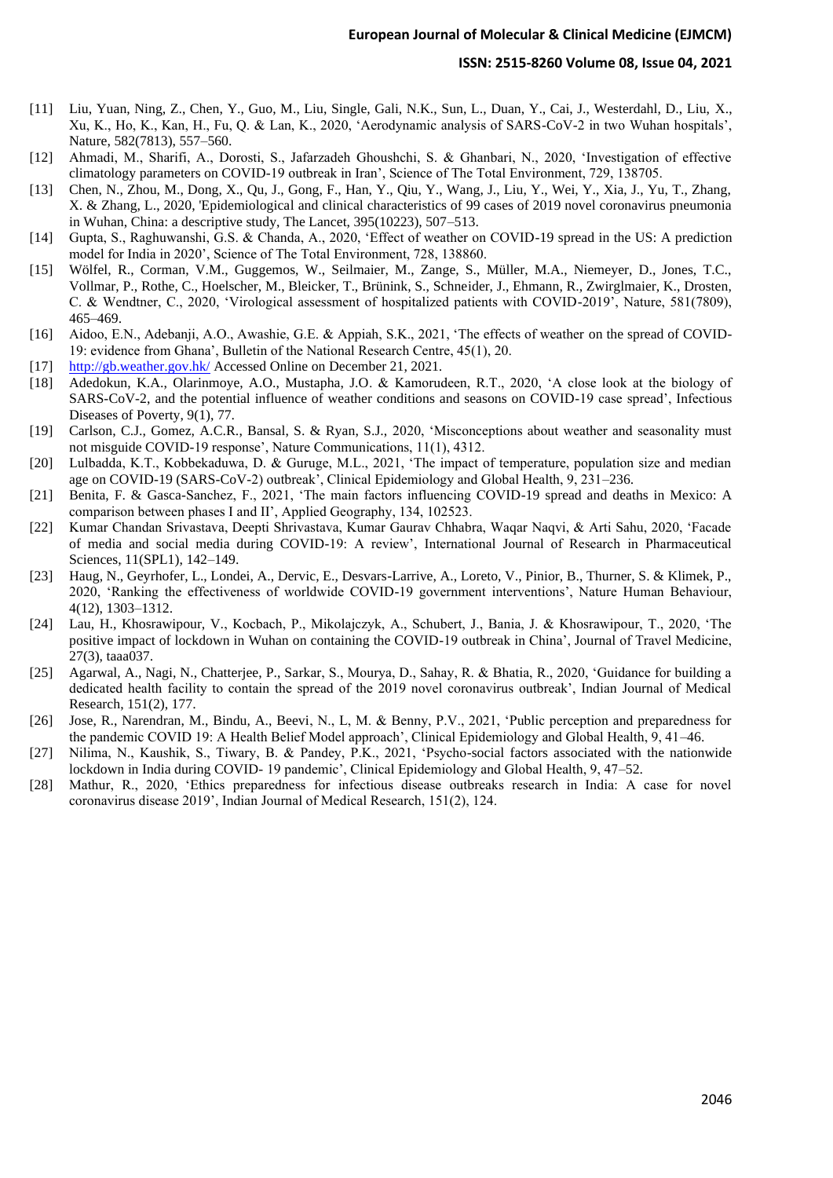[11] Liu, Yuan, Ning, Z., Chen, Y., Guo, M., Liu, Single, Gali, N.K., Sun, L., Duan, Y., Cai, J., Westerdahl, D., Liu, X., Xu, K., Ho, K., Kan, H., Fu, Q. & Lan, K., 2020, 'Aerodynamic analysis of SARS-CoV-2 in two Wuhan hospitals', Nature, 582(7813), 557–560.

[12] Ahmadi, M., Sharifi, A., Dorosti, S., Jafarzadeh Ghoushchi, S. & Ghanbari, N., 2020, 'Investigation of effective climatology parameters on COVID-19 outbreak in Iran', Science of The Total Environment, 729, 138705.

[13] Chen, N., Zhou, M., Dong, X., Qu, J., Gong, F., Han, Y., Qiu, Y., Wang, J., Liu, Y., Wei, Y., Xia, J., Yu, T., Zhang, X. & Zhang, L., 2020, 'Epidemiological and clinical characteristics of 99 cases of 2019 novel coronavirus pneumonia in Wuhan, China: a descriptive study, The Lancet, 395(10223), 507–513.

[14] Gupta, S., Raghuwanshi, G.S. & Chanda, A., 2020, 'Effect of weather on COVID-19 spread in the US: A prediction model for India in 2020', Science of The Total Environment, 728, 138860.

[15] Wölfel, R., Corman, V.M., Guggemos, W., Seilmaier, M., Zange, S., Müller, M.A., Niemeyer, D., Jones, T.C., Vollmar, P., Rothe, C., Hoelscher, M., Bleicker, T., Brünink, S., Schneider, J., Ehmann, R., Zwirglmaier, K., Drosten, C. & Wendtner, C., 2020, 'Virological assessment of hospitalized patients with COVID-2019', Nature, 581(7809), 465–469.

[16] Aidoo, E.N., Adebanji, A.O., Awashie, G.E. & Appiah, S.K., 2021, 'The effects of weather on the spread of COVID-19: evidence from Ghana', Bulletin of the National Research Centre, 45(1), 20.

[17] http://gb.weather.gov.hk/ Accessed Online on December 21, 2021.

[18] Adedokun, K.A., Olarinmoye, A.O., Mustapha, J.O. & Kamorudeen, R.T., 2020, 'A close look at the biology of SARS-CoV-2, and the potential influence of weather conditions and seasons on COVID-19 case spread', Infectious Diseases of Poverty, 9(1), 77.

[19] Carlson, C.J., Gomez, A.C.R., Bansal, S. & Ryan, S.J., 2020, 'Misconceptions about weather and seasonality must not misguide COVID-19 response', Nature Communications, 11(1), 4312.

[20] Lulbadda, K.T., Kobbekaduwa, D. & Guruge, M.L., 2021, 'The impact of temperature, population size and median age on COVID-19 (SARS-CoV-2) outbreak', Clinical Epidemiology and Global Health, 9, 231–236.

[21] Benita, F. & Gasca-Sanchez, F., 2021, 'The main factors influencing COVID-19 spread and deaths in Mexico: A comparison between phases I and II', Applied Geography, 134, 102523.

[22] Kumar Chandan Srivastava, Deepti Shrivastava, Kumar Gaurav Chhabra, Waqar Naqvi, & Arti Sahu, 2020, 'Facade of media and social media during COVID-19: A review', International Journal of Research in Pharmaceutical Sciences, 11(SPL1), 142–149.

[23] Haug, N., Geyrhofer, L., Londei, A., Dervic, E., Desvars-Larrive, A., Loreto, V., Pinior, B., Thurner, S. & Klimek, P., 2020, 'Ranking the effectiveness of worldwide COVID-19 government interventions', Nature Human Behaviour, 4(12), 1303–1312.

[24] Lau, H., Khosrawipour, V., Kocbach, P., Mikolajczyk, A., Schubert, J., Bania, J. & Khosrawipour, T., 2020, 'The positive impact of lockdown in Wuhan on containing the COVID-19 outbreak in China', Journal of Travel Medicine, 27(3), taaa037.

[25] Agarwal, A., Nagi, N., Chatterjee, P., Sarkar, S., Mourya, D., Sahay, R. & Bhatia, R., 2020, 'Guidance for building a dedicated health facility to contain the spread of the 2019 novel coronavirus outbreak', Indian Journal of Medical Research, 151(2), 177.

[26] Jose, R., Narendran, M., Bindu, A., Beevi, N., L, M. & Benny, P.V., 2021, 'Public perception and preparedness for the pandemic COVID 19: A Health Belief Model approach', Clinical Epidemiology and Global Health, 9, 41–46.

[27] Nilima, N., Kaushik, S., Tiwary, B. & Pandey, P.K., 2021, 'Psycho-social factors associated with the nationwide lockdown in India during COVID- 19 pandemic', Clinical Epidemiology and Global Health, 9, 47–52.

[28] Mathur, R., 2020, 'Ethics preparedness for infectious disease outbreaks research in India: A case for novel coronavirus disease 2019', Indian Journal of Medical Research, 151(2), 124.